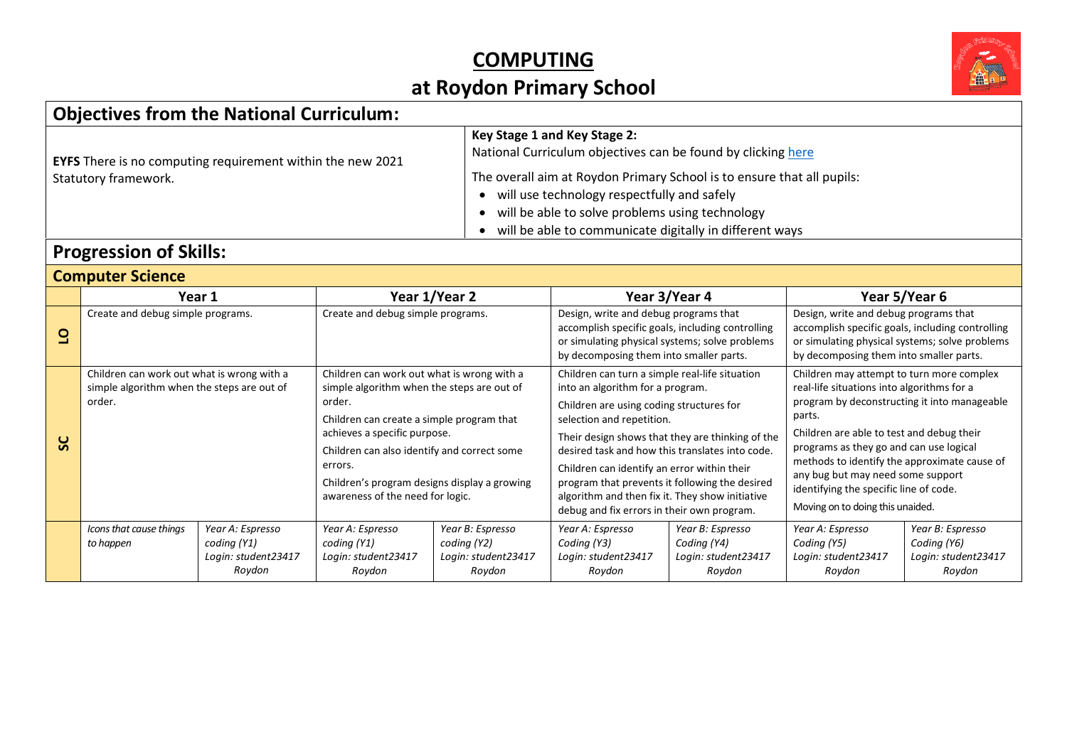# COMPUTING

# at Roydon Primary School

## Objectives from the National Curriculum:

**EYFS** There is no computing requirement within the new 2021 Statutory framework.

**Key Stage 1 and Key Stage 2:**
National Curriculum objectives can be found by clicking here

The overall aim at Roydon Primary School is to ensure that all pupils:

- will use technology respectfully and safely
- will be able to solve problems using technology
- will be able to communicate digitally in different ways

## Progression of Skills:

### Computer Science

| | Year 1 | | Year 1/Year 2 | | Year 3/Year 4 | | Year 5/Year 6 | |
|---|---|---|---|---|---|---|---|---|
| **LO** | Create and debug simple programs. | | Create and debug simple programs. | | Design, write and debug programs that accomplish specific goals, including controlling or simulating physical systems; solve problems by decomposing them into smaller parts. | | Design, write and debug programs that accomplish specific goals, including controlling or simulating physical systems; solve problems by decomposing them into smaller parts. | |
| **SC** | Children can work out what is wrong with a simple algorithm when the steps are out of order. | | Children can work out what is wrong with a simple algorithm when the steps are out of order.<br>Children can create a simple program that achieves a specific purpose.<br>Children can also identify and correct some errors.<br>Children's program designs display a growing awareness of the need for logic. | | Children can turn a simple real-life situation into an algorithm for a program.<br>Children are using coding structures for selection and repetition.<br>Their design shows that they are thinking of the desired task and how this translates into code.<br>Children can identify an error within their program that prevents it following the desired algorithm and then fix it. They show initiative debug and fix errors in their own program. | | Children may attempt to turn more complex real-life situations into algorithms for a program by deconstructing it into manageable parts.<br>Children are able to test and debug their programs as they go and can use logical methods to identify the approximate cause of any bug but may need some support identifying the specific line of code.<br>Moving on to doing this unaided. | |
| | *Icons that cause things to happen* | *Year A: Espresso coding (Y1) Login: student23417 Roydon* | *Year A: Espresso coding (Y1) Login: student23417 Roydon* | *Year B: Espresso coding (Y2) Login: student23417 Roydon* | *Year A: Espresso Coding (Y3) Login: student23417 Roydon* | *Year B: Espresso Coding (Y4) Login: student23417 Roydon* | *Year A: Espresso Coding (Y5) Login: student23417 Roydon* | *Year B: Espresso Coding (Y6) Login: student23417 Roydon* |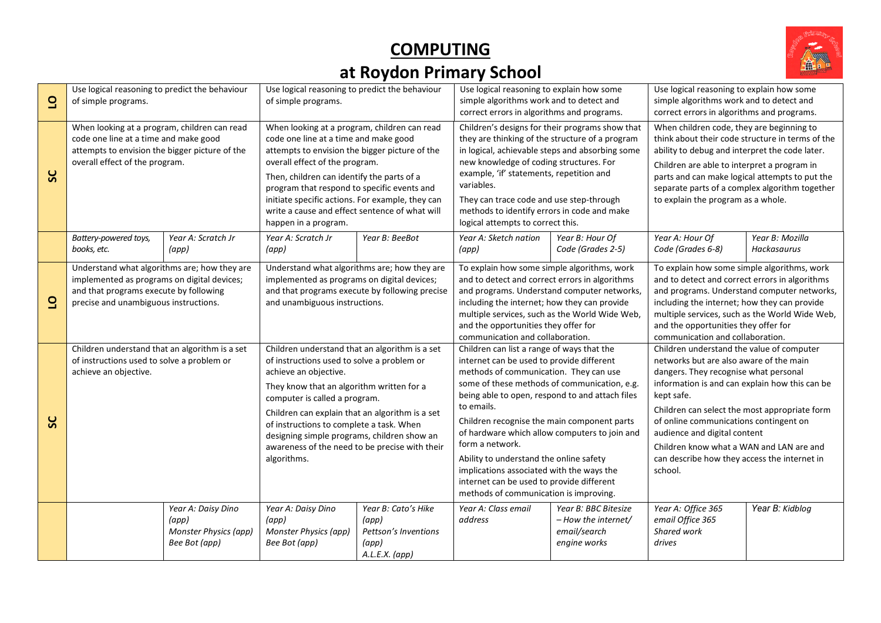# COMPUTING

## at Roydon Primary School

| | | | | | | | | |
|---|---|---|---|---|---|---|---|---|
| **LO** | Use logical reasoning to predict the behaviour of simple programs. | | Use logical reasoning to predict the behaviour of simple programs. | | Use logical reasoning to explain how some simple algorithms work and to detect and correct errors in algorithms and programs. | | Use logical reasoning to explain how some simple algorithms work and to detect and correct errors in algorithms and programs. | |
| **SC** | When looking at a program, children can read code one line at a time and make good attempts to envision the bigger picture of the overall effect of the program. | | When looking at a program, children can read code one line at a time and make good attempts to envision the bigger picture of the overall effect of the program.<br>Then, children can identify the parts of a program that respond to specific events and initiate specific actions. For example, they can write a cause and effect sentence of what will happen in a program. | | Children's designs for their programs show that they are thinking of the structure of a program in logical, achievable steps and absorbing some new knowledge of coding structures. For example, 'if' statements, repetition and variables.<br>They can trace code and use step-through methods to identify errors in code and make logical attempts to correct this. | | When children code, they are beginning to think about their code structure in terms of the ability to debug and interpret the code later.<br>Children are able to interpret a program in parts and can make logical attempts to put the separate parts of a complex algorithm together to explain the program as a whole. | |
| | *Battery-powered toys, books, etc.* | *Year A: Scratch Jr (app)* | *Year A: Scratch Jr (app)* | *Year B: BeeBot* | *Year A: Sketch nation (app)* | *Year B: Hour Of Code (Grades 2-5)* | *Year A: Hour Of Code (Grades 6-8)* | *Year B: Mozilla Hackasaurus* |
| **LO** | Understand what algorithms are; how they are implemented as programs on digital devices; and that programs execute by following precise and unambiguous instructions. | | Understand what algorithms are; how they are implemented as programs on digital devices; and that programs execute by following precise and unambiguous instructions. | | To explain how some simple algorithms, work and to detect and correct errors in algorithms and programs. Understand computer networks, including the internet; how they can provide multiple services, such as the World Wide Web, and the opportunities they offer for communication and collaboration. | | To explain how some simple algorithms, work and to detect and correct errors in algorithms and programs. Understand computer networks, including the internet; how they can provide multiple services, such as the World Wide Web, and the opportunities they offer for communication and collaboration. | |
| **SC** | Children understand that an algorithm is a set of instructions used to solve a problem or achieve an objective. | | Children understand that an algorithm is a set of instructions used to solve a problem or achieve an objective.<br>They know that an algorithm written for a computer is called a program.<br>Children can explain that an algorithm is a set of instructions to complete a task. When designing simple programs, children show an awareness of the need to be precise with their algorithms. | | Children can list a range of ways that the internet can be used to provide different methods of communication. They can use some of these methods of communication, e.g. being able to open, respond to and attach files to emails.<br>Children recognise the main component parts of hardware which allow computers to join and form a network.<br>Ability to understand the online safety implications associated with the ways the internet can be used to provide different methods of communication is improving. | | Children understand the value of computer networks but are also aware of the main dangers. They recognise what personal information is and can explain how this can be kept safe.<br>Children can select the most appropriate form of online communications contingent on audience and digital content<br>Children know what a WAN and LAN are and can describe how they access the internet in school. | |
| | | *Year A: Daisy Dino (app)*<br>*Monster Physics (app)*<br>*Bee Bot (app)* | *Year A: Daisy Dino (app)*<br>*Monster Physics (app)*<br>*Bee Bot (app)* | *Year B: Cato's Hike (app)*<br>*Pettson's Inventions (app)*<br>*A.L.E.X. (app)* | *Year A: Class email address* | *Year B: BBC Bitesize – How the internet/ email/search engine works* | *Year A: Office 365 email Office 365 Shared work drives* | *Year B: Kidblog* |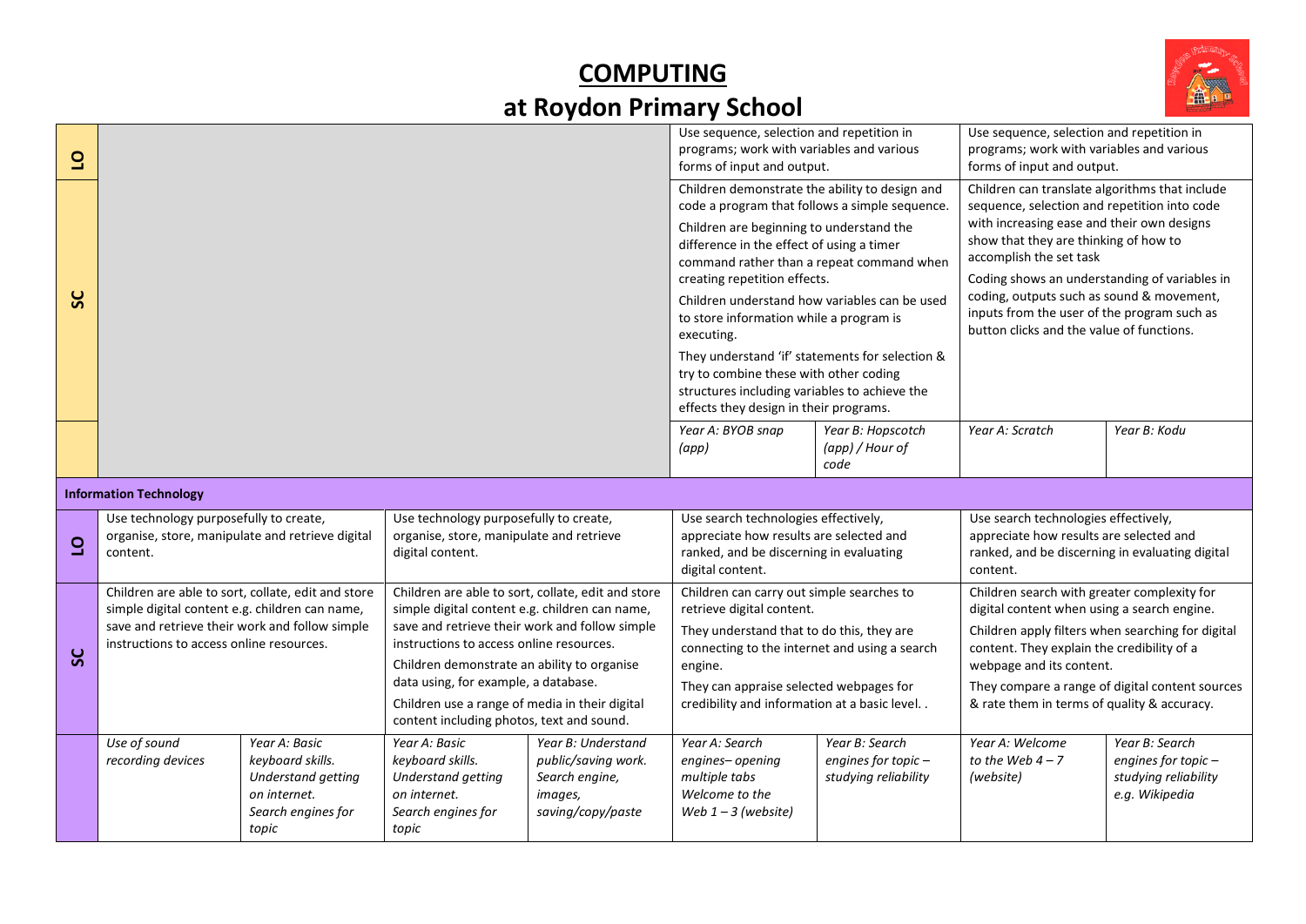# COMPUTING

# at Roydon Primary School

| | | | | | | | | |
|---|---|---|---|---|---|---|---|---|
| **LO** | | | | | Use sequence, selection and repetition in programs; work with variables and various forms of input and output. | | Use sequence, selection and repetition in programs; work with variables and various forms of input and output. | |
| **SC** | | | | | Children demonstrate the ability to design and code a program that follows a simple sequence. Children are beginning to understand the difference in the effect of using a timer command rather than a repeat command when creating repetition effects. Children understand how variables can be used to store information while a program is executing. They understand 'if' statements for selection & try to combine these with other coding structures including variables to achieve the effects they design in their programs. | | Children can translate algorithms that include sequence, selection and repetition into code with increasing ease and their own designs show that they are thinking of how to accomplish the set task. Coding shows an understanding of variables in coding, outputs such as sound & movement, inputs from the user of the program such as button clicks and the value of functions. | |
| | | | | | *Year A: BYOB snap (app)* | *Year B: Hopscotch (app) / Hour of code* | *Year A: Scratch* | *Year B: Kodu* |
| **Information Technology** | | | | | | | | |
| **LO** | Use technology purposefully to create, organise, store, manipulate and retrieve digital content. | | Use technology purposefully to create, organise, store, manipulate and retrieve digital content. | | Use search technologies effectively, appreciate how results are selected and ranked, and be discerning in evaluating digital content. | | Use search technologies effectively, appreciate how results are selected and ranked, and be discerning in evaluating digital content. | |
| **SC** | Children are able to sort, collate, edit and store simple digital content e.g. children can name, save and retrieve their work and follow simple instructions to access online resources. | | Children are able to sort, collate, edit and store simple digital content e.g. children can name, save and retrieve their work and follow simple instructions to access online resources. Children demonstrate an ability to organise data using, for example, a database. Children use a range of media in their digital content including photos, text and sound. | | Children can carry out simple searches to retrieve digital content. They understand that to do this, they are connecting to the internet and using a search engine. They can appraise selected webpages for credibility and information at a basic level. . | | Children search with greater complexity for digital content when using a search engine. Children apply filters when searching for digital content. They explain the credibility of a webpage and its content. They compare a range of digital content sources & rate them in terms of quality & accuracy. | |
| | *Use of sound recording devices* | *Year A: Basic keyboard skills. Understand getting on internet. Search engines for topic* | *Year A: Basic keyboard skills. Understand getting on internet. Search engines for topic* | *Year B: Understand public/saving work. Search engine, images, saving/copy/paste* | *Year A: Search engines– opening multiple tabs Welcome to the Web 1 – 3 (website)* | *Year B: Search engines for topic – studying reliability* | *Year A: Welcome to the Web 4 – 7 (website)* | *Year B: Search engines for topic – studying reliability e.g. Wikipedia* |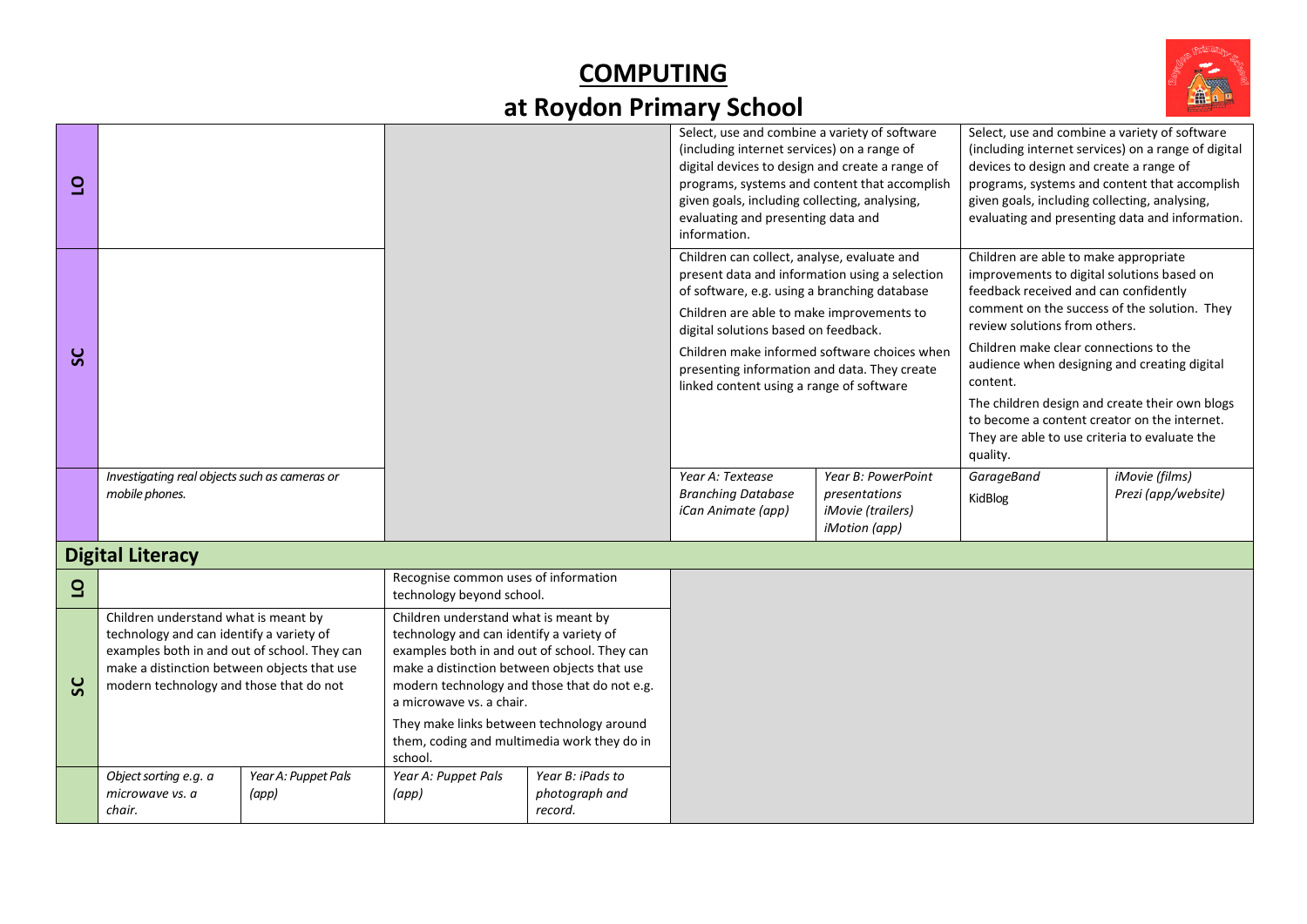# COMPUTING

# at Roydon Primary School

| | | | | | | | | |
|---|---|---|---|---|---|---|---|---|
| **LO** | | | | | Select, use and combine a variety of software (including internet services) on a range of digital devices to design and create a range of programs, systems and content that accomplish given goals, including collecting, analysing, evaluating and presenting data and information. | | Select, use and combine a variety of software (including internet services) on a range of digital devices to design and create a range of programs, systems and content that accomplish given goals, including collecting, analysing, evaluating and presenting data and information. | |
| **SC** | | | | | Children can collect, analyse, evaluate and present data and information using a selection of software, e.g. using a branching database<br><br>Children are able to make improvements to digital solutions based on feedback.<br><br>Children make informed software choices when presenting information and data. They create linked content using a range of software | | Children are able to make appropriate improvements to digital solutions based on feedback received and can confidently comment on the success of the solution. They review solutions from others.<br><br>Children make clear connections to the audience when designing and creating digital content.<br><br>The children design and create their own blogs to become a content creator on the internet. They are able to use criteria to evaluate the quality. | |
| | *Investigating real objects such as cameras or mobile phones.* | | | | *Year A: Textease Branching Database iCan Animate (app)* | *Year B: PowerPoint presentations iMovie (trailers) iMotion (app)* | *GarageBand* KidBlog | *iMovie (films) Prezi (app/website)* |

## Digital Literacy

| | | | | | |
|---|---|---|---|---|---|
| **LO** | | | Recognise common uses of information technology beyond school. | | |
| **SC** | Children understand what is meant by technology and can identify a variety of examples both in and out of school. They can make a distinction between objects that use modern technology and those that do not | | Children understand what is meant by technology and can identify a variety of examples both in and out of school. They can make a distinction between objects that use modern technology and those that do not e.g. a microwave vs. a chair.<br><br>They make links between technology around them, coding and multimedia work they do in school. | | |
| | *Object sorting e.g. a microwave vs. a chair.* | *Year A: Puppet Pals (app)* | *Year A: Puppet Pals (app)* | *Year B: iPads to photograph and record.* | |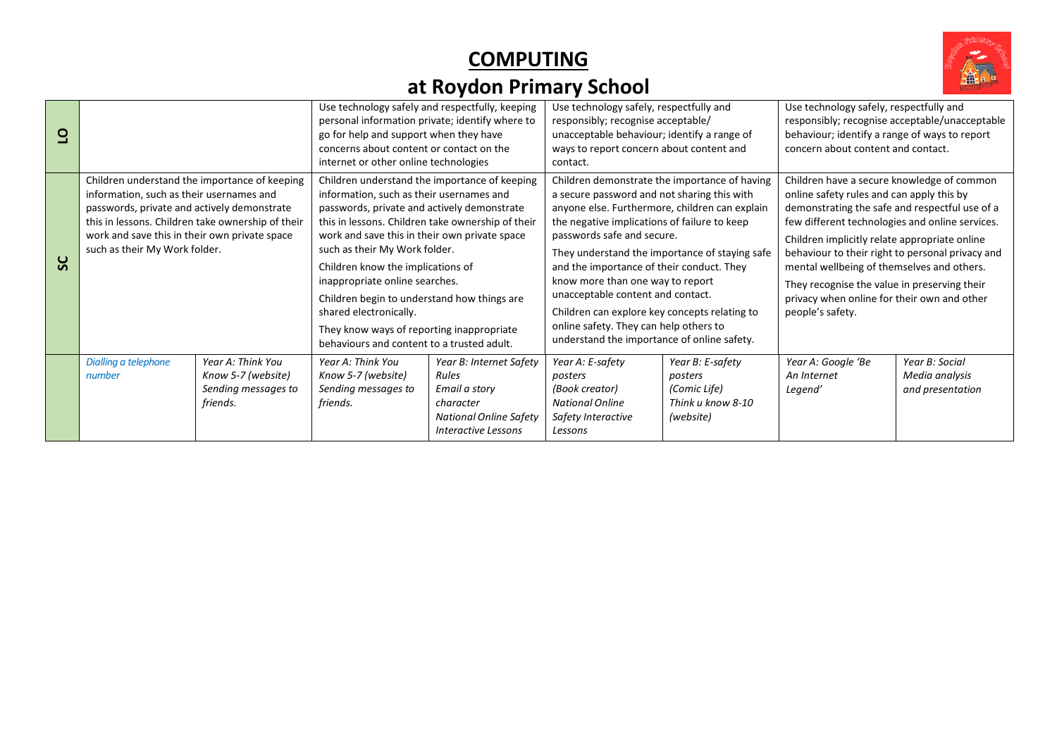# COMPUTING

# at Roydon Primary School

| | | | | | | | | |
|---|---|---|---|---|---|---|---|---|
| **LO** | | | Use technology safely and respectfully, keeping personal information private; identify where to go for help and support when they have concerns about content or contact on the internet or other online technologies | | Use technology safely, respectfully and responsibly; recognise acceptable/ unacceptable behaviour; identify a range of ways to report concern about content and contact. | | Use technology safely, respectfully and responsibly; recognise acceptable/unacceptable behaviour; identify a range of ways to report concern about content and contact. | |
| **SC** | Children understand the importance of keeping information, such as their usernames and passwords, private and actively demonstrate this in lessons. Children take ownership of their work and save this in their own private space such as their My Work folder. | | Children understand the importance of keeping information, such as their usernames and passwords, private and actively demonstrate this in lessons. Children take ownership of their work and save this in their own private space such as their My Work folder.<br><br>Children know the implications of inappropriate online searches.<br><br>Children begin to understand how things are shared electronically.<br><br>They know ways of reporting inappropriate behaviours and content to a trusted adult. | | Children demonstrate the importance of having a secure password and not sharing this with anyone else. Furthermore, children can explain the negative implications of failure to keep passwords safe and secure.<br><br>They understand the importance of staying safe and the importance of their conduct. They know more than one way to report unacceptable content and contact.<br><br>Children can explore key concepts relating to online safety. They can help others to understand the importance of online safety. | | Children have a secure knowledge of common online safety rules and can apply this by demonstrating the safe and respectful use of a few different technologies and online services.<br><br>Children implicitly relate appropriate online behaviour to their right to personal privacy and mental wellbeing of themselves and others.<br><br>They recognise the value in preserving their privacy when online for their own and other people's safety. | |
| | *Dialling a telephone number* | *Year A: Think You Know 5-7 (website) Sending messages to friends.* | *Year A: Think You Know 5-7 (website) Sending messages to friends.* | *Year B: Internet Safety Rules Email a story character National Online Safety Interactive Lessons* | *Year A: E-safety posters (Book creator) National Online Safety Interactive Lessons* | *Year B: E-safety posters (Comic Life) Think u know 8-10 (website)* | *Year A: Google 'Be An Internet Legend'* | *Year B: Social Media analysis and presentation* |